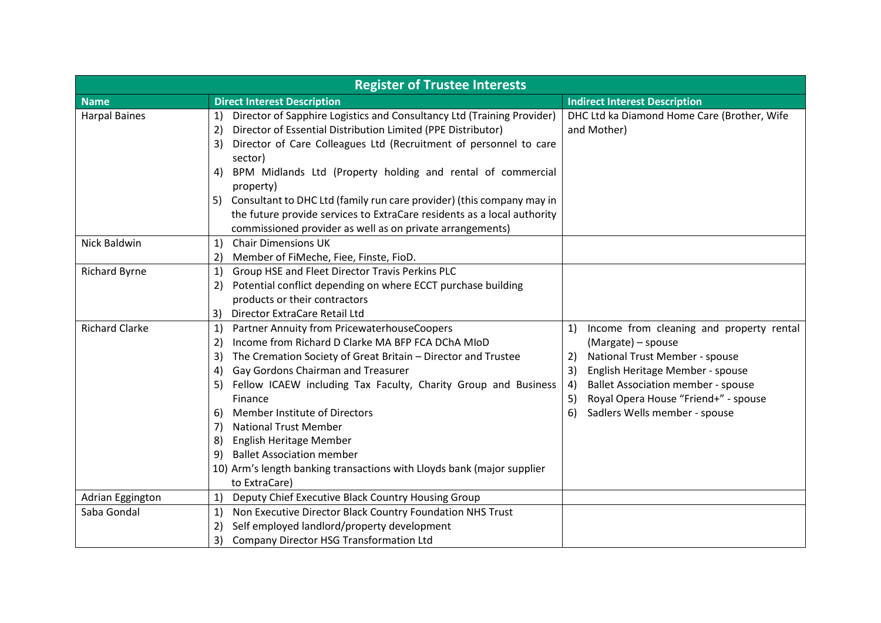| Register of Trustee Interests | | |
|---|---|---|
| **Name** | **Direct Interest Description** | **Indirect Interest Description** |
| Harpal Baines | 1) Director of Sapphire Logistics and Consultancy Ltd (Training Provider)<br>2) Director of Essential Distribution Limited (PPE Distributor)<br>3) Director of Care Colleagues Ltd (Recruitment of personnel to care sector)<br>4) BPM Midlands Ltd (Property holding and rental of commercial property)<br>5) Consultant to DHC Ltd (family run care provider) (this company may in the future provide services to ExtraCare residents as a local authority commissioned provider as well as on private arrangements) | DHC Ltd ka Diamond Home Care (Brother, Wife and Mother) |
| Nick Baldwin | 1) Chair Dimensions UK<br>2) Member of FiMeche, Fiee, Finste, FioD. | |
| Richard Byrne | 1) Group HSE and Fleet Director Travis Perkins PLC<br>2) Potential conflict depending on where ECCT purchase building products or their contractors<br>3) Director ExtraCare Retail Ltd | |
| Richard Clarke | 1) Partner Annuity from PricewaterhouseCoopers<br>2) Income from Richard D Clarke MA BFP FCA DChA MIoD<br>3) The Cremation Society of Great Britain – Director and Trustee<br>4) Gay Gordons Chairman and Treasurer<br>5) Fellow ICAEW including Tax Faculty, Charity Group and Business Finance<br>6) Member Institute of Directors<br>7) National Trust Member<br>8) English Heritage Member<br>9) Ballet Association member<br>10) Arm's length banking transactions with Lloyds bank (major supplier to ExtraCare) | 1) Income from cleaning and property rental (Margate) – spouse<br>2) National Trust Member - spouse<br>3) English Heritage Member - spouse<br>4) Ballet Association member - spouse<br>5) Royal Opera House "Friend+" - spouse<br>6) Sadlers Wells member - spouse |
| Adrian Eggington | 1) Deputy Chief Executive Black Country Housing Group | |
| Saba Gondal | 1) Non Executive Director Black Country Foundation NHS Trust<br>2) Self employed landlord/property development<br>3) Company Director HSG Transformation Ltd | |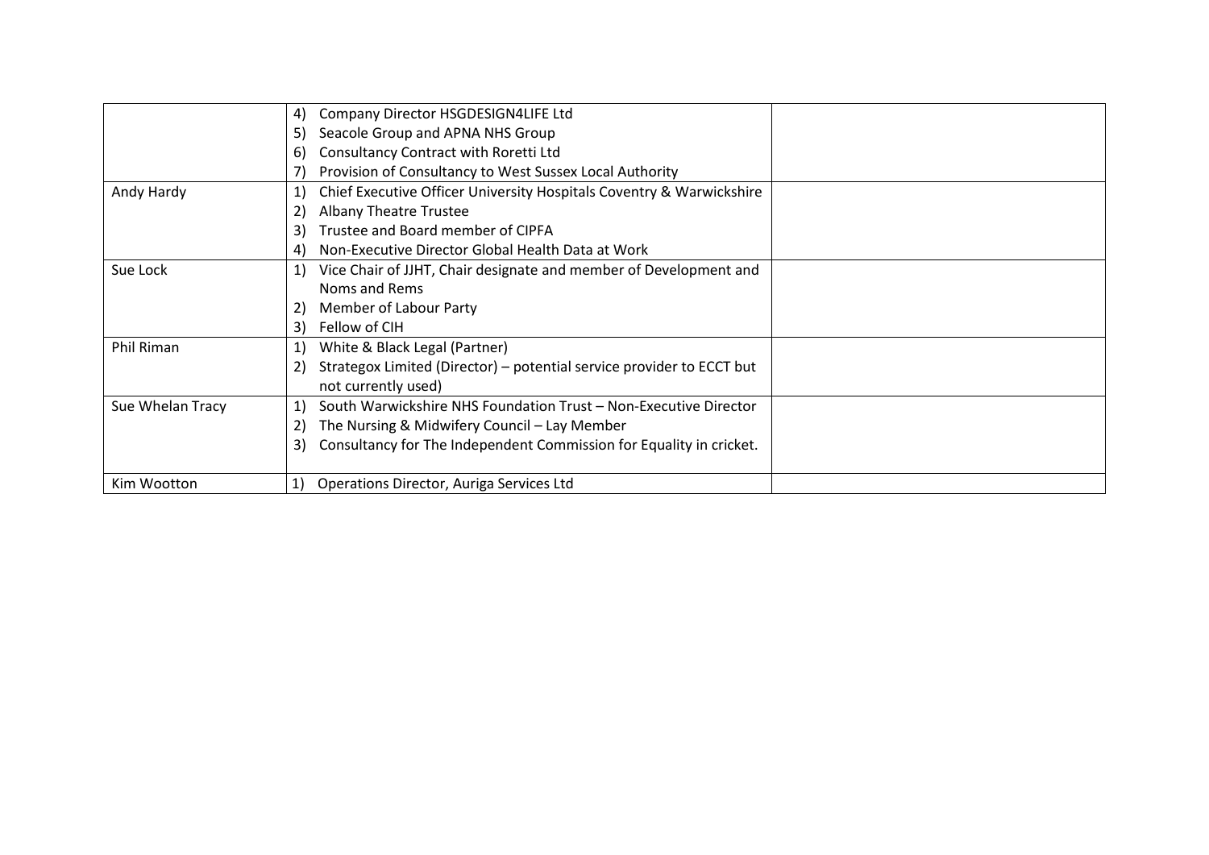| | | |
|---|---|---|
| | 4) Company Director HSGDESIGN4LIFE Ltd<br>5) Seacole Group and APNA NHS Group<br>6) Consultancy Contract with Roretti Ltd<br>7) Provision of Consultancy to West Sussex Local Authority | |
| Andy Hardy | 1) Chief Executive Officer University Hospitals Coventry & Warwickshire<br>2) Albany Theatre Trustee<br>3) Trustee and Board member of CIPFA<br>4) Non-Executive Director Global Health Data at Work | |
| Sue Lock | 1) Vice Chair of JJHT, Chair designate and member of Development and Noms and Rems<br>2) Member of Labour Party<br>3) Fellow of CIH | |
| Phil Riman | 1) White & Black Legal (Partner)<br>2) Strategox Limited (Director) – potential service provider to ECCT but not currently used) | |
| Sue Whelan Tracy | 1) South Warwickshire NHS Foundation Trust – Non-Executive Director<br>2) The Nursing & Midwifery Council – Lay Member<br>3) Consultancy for The Independent Commission for Equality in cricket. | |
| Kim Wootton | 1) Operations Director, Auriga Services Ltd | |